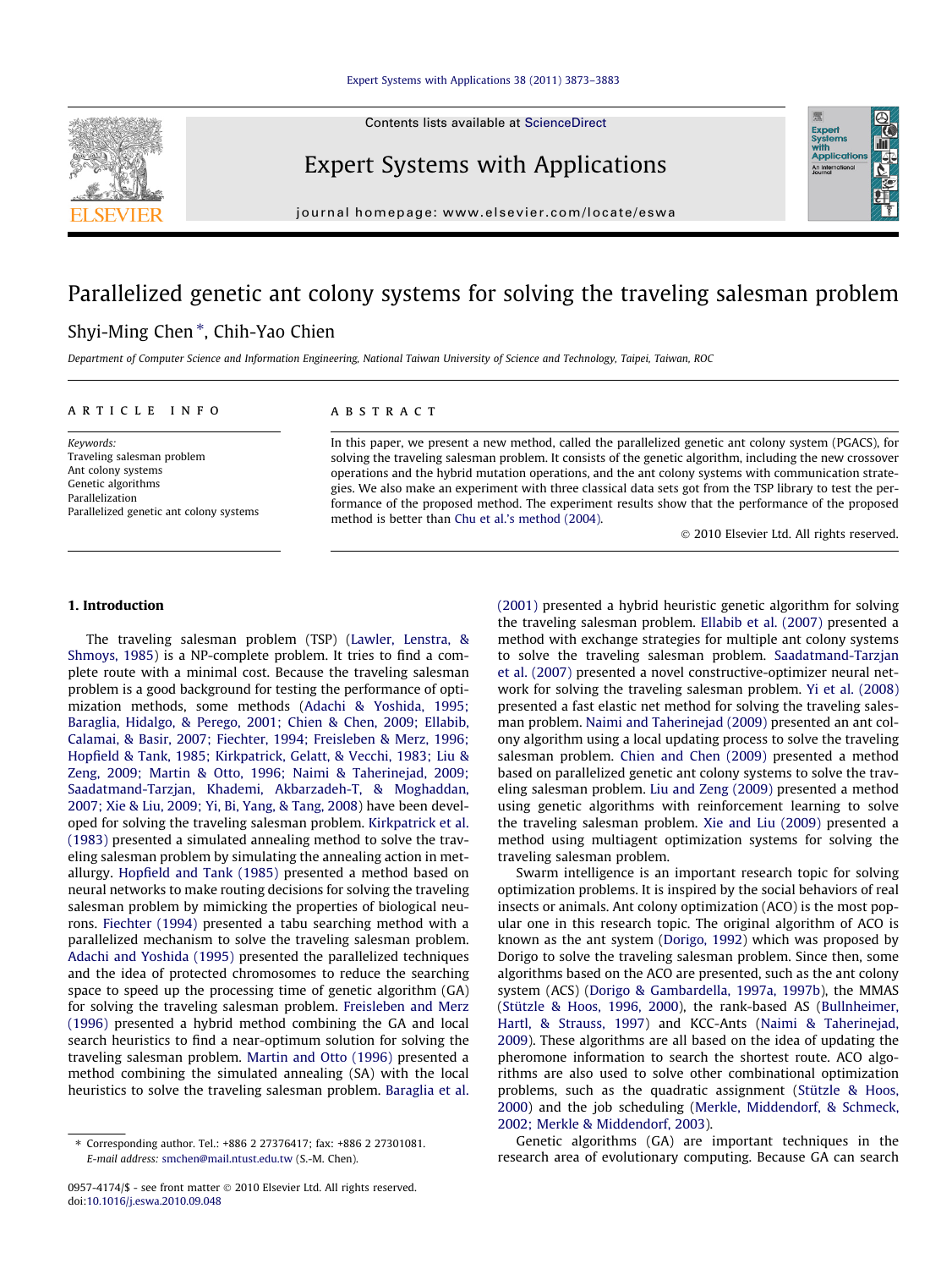# Parallelized genetic ant colony systems for solving the traveling salesman problem

Shyi-Ming Chen *, Chih-Yao Chien

Department of Computer Science and Information Engineering, National Taiwan University of Science and Technology, Taipei, Taiwan, ROC

**ARTICLE INFO**

*Keywords:*
Traveling salesman problem
Ant colony systems
Genetic algorithms
Parallelization
Parallelized genetic ant colony systems

**ABSTRACT**

In this paper, we present a new method, called the parallelized genetic ant colony system (PGACS), for solving the traveling salesman problem. It consists of the genetic algorithm, including the new crossover operations and the hybrid mutation operations, and the ant colony systems with communication strategies. We also make an experiment with three classical data sets got from the TSP library to test the performance of the proposed method. The experiment results show that the performance of the proposed method is better than Chu et al.'s method (2004).

© 2010 Elsevier Ltd. All rights reserved.

## 1. Introduction

The traveling salesman problem (TSP) (Lawler, Lenstra, & Shmoys, 1985) is a NP-complete problem. It tries to find a complete route with a minimal cost. Because the traveling salesman problem is a good background for testing the performance of optimization methods, some methods (Adachi & Yoshida, 1995; Baraglia, Hidalgo, & Perego, 2001; Chien & Chen, 2009; Ellabib, Calamai, & Basir, 2007; Fiechter, 1994; Freisleben & Merz, 1996; Hopfield & Tank, 1985; Kirkpatrick, Gelatt, & Vecchi, 1983; Liu & Zeng, 2009; Martin & Otto, 1996; Naimi & Taherinejad, 2009; Saadatmand-Tarzjan, Khademi, Akbarzadeh-T, & Moghaddan, 2007; Xie & Liu, 2009; Yi, Bi, Yang, & Tang, 2008) have been developed for solving the traveling salesman problem. Kirkpatrick et al. (1983) presented a simulated annealing method to solve the traveling salesman problem by simulating the annealing action in metallurgy. Hopfield and Tank (1985) presented a method based on neural networks to make routing decisions for solving the traveling salesman problem by mimicking the properties of biological neurons. Fiechter (1994) presented a tabu searching method with a parallelized mechanism to solve the traveling salesman problem. Adachi and Yoshida (1995) presented the parallelized techniques and the idea of protected chromosomes to reduce the searching space to speed up the processing time of genetic algorithm (GA) for solving the traveling salesman problem. Freisleben and Merz (1996) presented a hybrid method combining the GA and local search heuristics to find a near-optimum solution for solving the traveling salesman problem. Martin and Otto (1996) presented a method combining the simulated annealing (SA) with the local heuristics to solve the traveling salesman problem. Baraglia et al. (2001) presented a hybrid heuristic genetic algorithm for solving the traveling salesman problem. Ellabib et al. (2007) presented a method with exchange strategies for multiple ant colony systems to solve the traveling salesman problem. Saadatmand-Tarzjan et al. (2007) presented a novel constructive-optimizer neural network for solving the traveling salesman problem. Yi et al. (2008) presented a fast elastic net method for solving the traveling salesman problem. Naimi and Taherinejad (2009) presented an ant colony algorithm using a local updating process to solve the traveling salesman problem. Chien and Chen (2009) presented a method based on parallelized genetic ant colony systems to solve the traveling salesman problem. Liu and Zeng (2009) presented a method using genetic algorithms with reinforcement learning to solve the traveling salesman problem. Xie and Liu (2009) presented a method using multiagent optimization systems for solving the traveling salesman problem.

Swarm intelligence is an important research topic for solving optimization problems. It is inspired by the social behaviors of real insects or animals. Ant colony optimization (ACO) is the most popular one in this research topic. The original algorithm of ACO is known as the ant system (Dorigo, 1992) which was proposed by Dorigo to solve the traveling salesman problem. Since then, some algorithms based on the ACO are presented, such as the ant colony system (ACS) (Dorigo & Gambardella, 1997a, 1997b), the MMAS (Stützle & Hoos, 1996, 2000), the rank-based AS (Bullnheimer, Hartl, & Strauss, 1997) and KCC-Ants (Naimi & Taherinejad, 2009). These algorithms are all based on the idea of updating the pheromone information to search the shortest route. ACO algorithms are also used to solve other combinational optimization problems, such as the quadratic assignment (Stützle & Hoos, 2000) and the job scheduling (Merkle, Middendorf, & Schmeck, 2002; Merkle & Middendorf, 2003).

Genetic algorithms (GA) are important techniques in the research area of evolutionary computing. Because GA can search

* Corresponding author. Tel.: +886 2 27376417; fax: +886 2 27301081.
*E-mail address:* smchen@mail.ntust.edu.tw (S.-M. Chen).

0957-4174/$ - see front matter © 2010 Elsevier Ltd. All rights reserved.
doi:10.1016/j.eswa.2010.09.048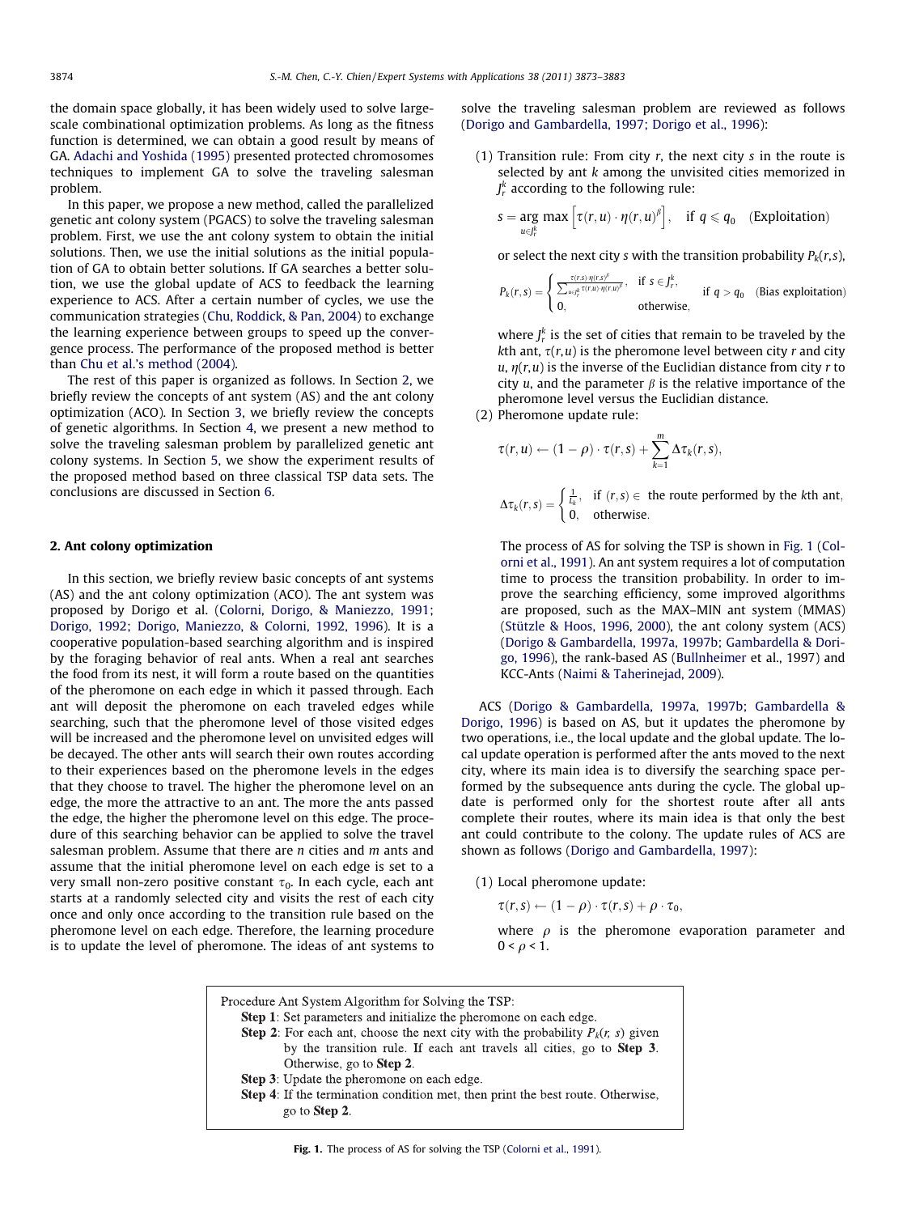the domain space globally, it has been widely used to solve large-scale combinational optimization problems. As long as the fitness function is determined, we can obtain a good result by means of GA. Adachi and Yoshida (1995) presented protected chromosomes techniques to implement GA to solve the traveling salesman problem.

In this paper, we propose a new method, called the parallelized genetic ant colony system (PGACS) to solve the traveling salesman problem. First, we use the ant colony system to obtain the initial solutions. Then, we use the initial solutions as the initial population of GA to obtain better solutions. If GA searches a better solution, we use the global update of ACS to feedback the learning experience to ACS. After a certain number of cycles, we use the communication strategies (Chu, Roddick, & Pan, 2004) to exchange the learning experience between groups to speed up the convergence process. The performance of the proposed method is better than Chu et al.'s method (2004).

The rest of this paper is organized as follows. In Section 2, we briefly review the concepts of ant system (AS) and the ant colony optimization (ACO). In Section 3, we briefly review the concepts of genetic algorithms. In Section 4, we present a new method to solve the traveling salesman problem by parallelized genetic ant colony systems. In Section 5, we show the experiment results of the proposed method based on three classical TSP data sets. The conclusions are discussed in Section 6.

## 2. Ant colony optimization

In this section, we briefly review basic concepts of ant systems (AS) and the ant colony optimization (ACO). The ant system was proposed by Dorigo et al. (Colorni, Dorigo, & Maniezzo, 1991; Dorigo, 1992; Dorigo, Maniezzo, & Colorni, 1992, 1996). It is a cooperative population-based searching algorithm and is inspired by the foraging behavior of real ants. When a real ant searches the food from its nest, it will form a route based on the quantities of the pheromone on each edge in which it passed through. Each ant will deposit the pheromone on each traveled edges while searching, such that the pheromone level of those visited edges will be increased and the pheromone level on unvisited edges will be decayed. The other ants will search their own routes according to their experiences based on the pheromone levels in the edges that they choose to travel. The higher the pheromone level on an edge, the more the attractive to an ant. The more the ants passed the edge, the higher the pheromone level on this edge. The procedure of this searching behavior can be applied to solve the travel salesman problem. Assume that there are $n$ cities and $m$ ants and assume that the initial pheromone level on each edge is set to a very small non-zero positive constant $\tau_0$. In each cycle, each ant starts at a randomly selected city and visits the rest of each city once and only once according to the transition rule based on the pheromone level on each edge. Therefore, the learning procedure is to update the level of pheromone. The ideas of ant systems to solve the traveling salesman problem are reviewed as follows (Dorigo and Gambardella, 1997; Dorigo et al., 1996):

(1) Transition rule: From city $r$, the next city $s$ in the route is selected by ant $k$ among the unvisited cities memorized in $J_r^k$ according to the following rule:

$$s = \arg\max_{u \in J_r^k} \left[ \tau(r,u) \cdot \eta(r,u)^{\beta} \right], \quad \text{if } q \leqslant q_0 \quad \text{(Exploitation)}$$

or select the next city $s$ with the transition probability $P_k(r,s)$,

$$P_k(r,s) = \begin{cases} \frac{\tau(r,s)\cdot\eta(r,s)^{\beta}}{\sum_{u \in J_r^k} \tau(r,u)\cdot\eta(r,u)^{\beta}}, & \text{if } s \in J_r^k, \\ 0, & \text{otherwise}, \end{cases} \quad \text{if } q > q_0 \quad \text{(Bias exploitation)}$$

where $J_r^k$ is the set of cities that remain to be traveled by the $k$th ant, $\tau(r,u)$ is the pheromone level between city $r$ and city $u$, $\eta(r,u)$ is the inverse of the Euclidian distance from city $r$ to city $u$, and the parameter $\beta$ is the relative importance of the pheromone level versus the Euclidian distance.

(2) Pheromone update rule:

$$\tau(r,u) \leftarrow (1-\rho)\cdot\tau(r,s) + \sum_{k=1}^{m} \Delta\tau_k(r,s),$$

$$\Delta\tau_k(r,s) = \begin{cases} \frac{1}{L_k}, & \text{if } (r,s) \in \text{ the route performed by the } k\text{th ant}, \\ 0, & \text{otherwise}. \end{cases}$$

The process of AS for solving the TSP is shown in Fig. 1 (Colorni et al., 1991). An ant system requires a lot of computation time to process the transition probability. In order to improve the searching efficiency, some improved algorithms are proposed, such as the MAX–MIN ant system (MMAS) (Stützle & Hoos, 1996, 2000), the ant colony system (ACS) (Dorigo & Gambardella, 1997a, 1997b; Gambardella & Dorigo, 1996), the rank-based AS (Bullnheimer et al., 1997) and KCC-Ants (Naimi & Taherinejad, 2009).

ACS (Dorigo & Gambardella, 1997a, 1997b; Gambardella & Dorigo, 1996) is based on AS, but it updates the pheromone by two operations, i.e., the local update and the global update. The local update operation is performed after the ants moved to the next city, where its main idea is to diversify the searching space performed by the subsequence ants during the cycle. The global update is performed only for the shortest route after all ants complete their routes, where its main idea is that only the best ant could contribute to the colony. The update rules of ACS are shown as follows (Dorigo and Gambardella, 1997):

(1) Local pheromone update:

$$\tau(r,s) \leftarrow (1-\rho)\cdot\tau(r,s) + \rho\cdot\tau_0,$$

where $\rho$ is the pheromone evaporation parameter and $0 < \rho < 1$.

```
Procedure Ant System Algorithm for Solving the TSP:
    Step 1: Set parameters and initialize the pheromone on each edge.
    Step 2: For each ant, choose the next city with the probability P_k(r, s) given
            by the transition rule. If each ant travels all cities, go to Step 3.
            Otherwise, go to Step 2.
    Step 3: Update the pheromone on each edge.
    Step 4: If the termination condition met, then print the best route. Otherwise,
            go to Step 2.
```

**Fig. 1.** The process of AS for solving the TSP (Colorni et al., 1991).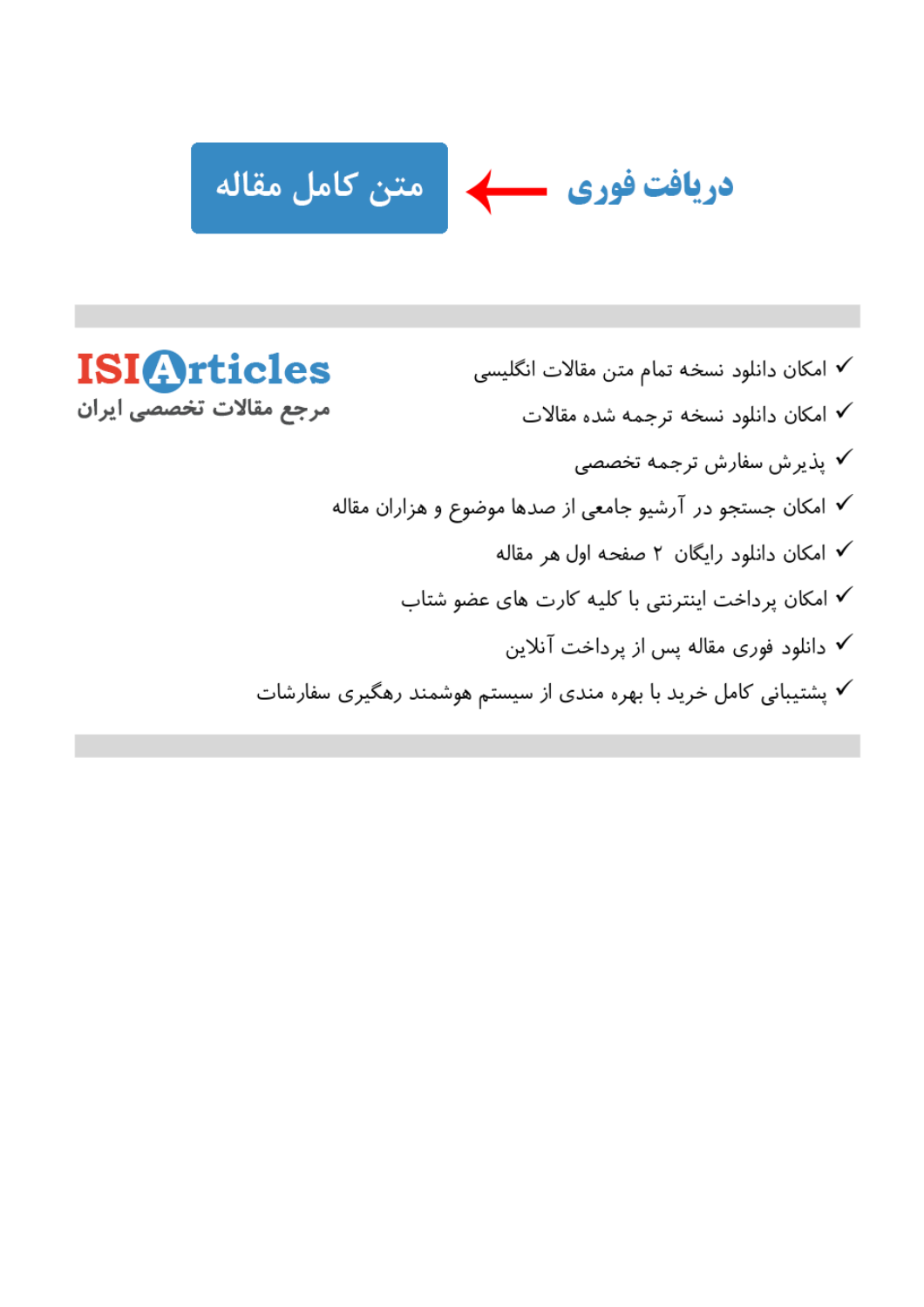دریافت فوری ← متن کامل مقاله

**ISIArticles**
مرجع مقالات تخصصی ایران

- ✓ امکان دانلود نسخه تمام متن مقالات انگلیسی
- ✓ امکان دانلود نسخه ترجمه شده مقالات
- ✓ پذیرش سفارش ترجمه تخصصی
- ✓ امکان جستجو در آرشیو جامعی از صدها موضوع و هزاران مقاله
- ✓ امکان دانلود رایگان ۲ صفحه اول هر مقاله
- ✓ امکان پرداخت اینترنتی با کلیه کارت های عضو شتاب
- ✓ دانلود فوری مقاله پس از پرداخت آنلاین
- ✓ پشتیبانی کامل خرید با بهره مندی از سیستم هوشمند رهگیری سفارشات